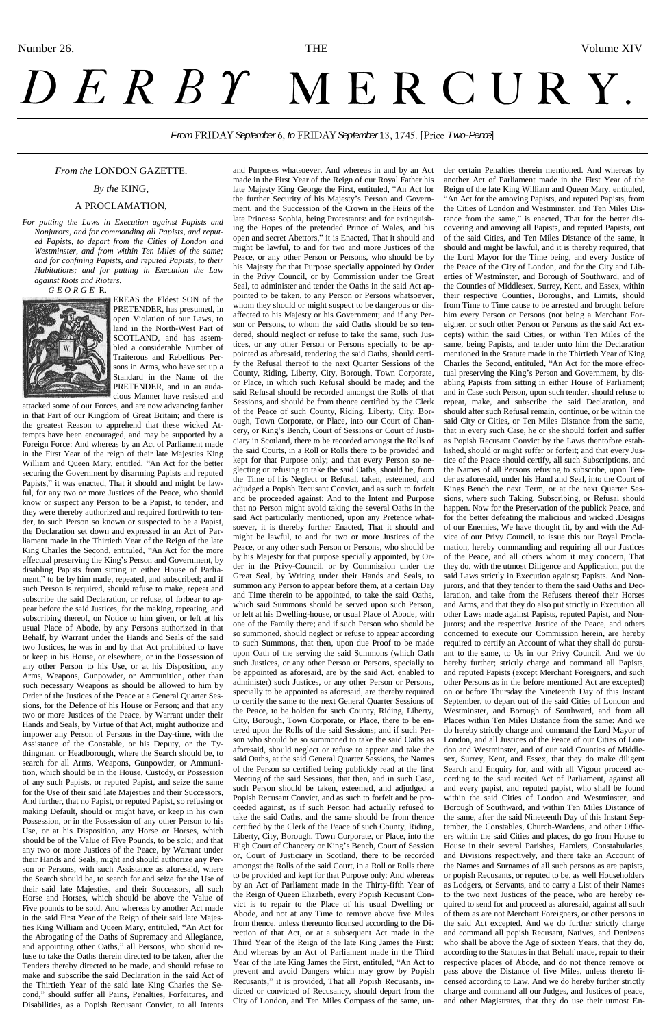Number 26. THE Volume XIV

# DERBY MERCURY.

*From* FRIDAY *September* 6, *to* FRIDAY *September* 13, 1745. [Price *Two-Pence*]

*From the* LONDON GAZETTE.

*By the* KING,

A PROCLAMATION,

*For putting the Laws in Execution against Papists and Nonjurors, and for commanding all Papists, and reputed Papists, to depart from the Cities of London and Westminster, and from within Ten Miles of the same; and for confining Papists, and reputed Papists, to their Habitations; and for putting in Execution the Law against Riots and Rioters.*

*GEORGE* R.

WHEREAS the Eldest SON of the PRETENDER, has presumed, in open Violation of our Laws, to land in the North-West Part of SCOTLAND, and has assembled a considerable Number of Traiterous and Rebellious Persons in Arms, who have set up a Standard in the Name of the PRETENDER, and in an audacious Manner have resisted and attacked some of our Forces, and are now advancing farther in that Part of our Kingdom of Great Britain; and there is the greatest Reason to apprehend that these wicked Attempts have been encouraged, and may be supported by a Foreign Force: And whereas by an Act of Parliament made in the First Year of the reign of their late Majesties King William and Queen Mary, entitled, "An Act for the better securing the Government by disarming Papists and reputed Papists," it was enacted, That it should and might be lawful, for any two or more Justices of the Peace, who should know or suspect any Person to be a Papist, to tender, and they were thereby authorized and required forthwith to tender, to such Person so known or suspected to be a Papist, the Declaration set down and expressed in an Act of Parliament made in the Thirtieth Year of the Reign of the late King Charles the Second, entituled, "An Act for the more effectual preserving the King's Person and Government, by disabling Papists from sitting in either House of Parliament," to be by him made, repeated, and subscribed; and if such Person is required, should refuse to make, repeat and subscribe the said Declaration, or refuse, of forbear to appear before the said Justices, for the making, repeating, and subscribing thereof, on Notice to him given, or left at his usual Place of Abode, by any Persons authorized in that Behalf, by Warrant under the Hands and Seals of the said two Justices, he was in and by that Act prohibited to have or keep in his House, or elsewhere, or in the Possession of any other Person to his Use, or at his Disposition, any Arms, Weapons, Gunpowder, or Ammunition, other than such necessary Weapons as should be allowed to him by Order of the Justices of the Peace at a General Quarter Sessions, for the Defence of his House or Person; and that any two or more Justices of the Peace, by Warrant under their Hands and Seals, by Virtue of that Act, might authorize and impower any Person of Persons in the Day-time, with the Assistance of the Constable, or his Deputy, or the Tythingman, or Headborough, where the Search should be, to search for all Arms, Weapons, Gunpowder, or Ammunition, which should be in the House, Custody, or Possession of any such Papists, or reputed Papist, and seize the same for the Use of their said late Majesties and their Successors, And further, that no Papist, or reputed Papist, so refusing or making Default, should or might have, or keep in his own Possession, or in the Possession of any other Person to his Use, or at his Disposition, any Horse or Horses, which should be of the Value of Five Pounds, to be sold; and that any two or more Justices of the Peace, by Warrant under their Hands and Seals, might and should authorize any Person or Persons, with such Assistance as aforesaid, where the Search should be, to search for and seize for the Use of their said late Majesties, and their Successors, all such Horse and Horses, which should be above the Value of Five pounds to be sold. And whereas by another Act made in the said First Year of the Reign of their said late Majesties King William and Queen Mary, entituled, "An Act for the Abrogating of the Oaths of Supremacy and Allegiance, and appointing other Oaths," all Persons, who should refuse to take the Oaths therein directed to be taken, after the Tenders thereby directed to be made, and should refuse to make and subscribe the said Declaration in the said Act of the Thirtieth Year of the said late King Charles the Second," should suffer all Pains, Penalties, Forfeitures, and Disabilities, as a Popish Recusant Convict, to all Intents and Purposes whatsoever. And whereas in and by an Act made in the First Year of the Reign of our Royal Father his late Majesty King George the First, entituled, "An Act for the further Security of his Majesty's Person and Government, and the Succession of the Crown in the Heirs of the late Princess Sophia, being Protestants: and for extinguishing the Hopes of the pretended Prince of Wales, and his open and secret Abettors," it is Enacted, That it should and might be lawful, to for two and more Justices of the Peace, or any other Person or Persons, who should be by his Majesty for that Purpose specially appointed by Order in the Privy Council, or by Commission under the Great Seal, to administer and tender the Oaths in the said Act appointed to be taken, to any Person or Persons whatsoever, whom they should or might suspect to be dangerous or disaffected to his Majesty or his Government; and if any Person or Persons, to whom the said Oaths should be so tendered, should neglect or refuse to take the same, such Justices, or any other Person or Persons specially to be appointed as aforesaid, tendering the said Oaths, should certify the Refusal thereof to the next Quarter Sessions of the County, Riding, Liberty, City, Borough, Town Corporate, or Place, in which such Refusal should be made; and the said Refusal should be recorded amongst the Rolls of that Sessions, and should be from thence certified by the Clerk of the Peace of such County, Riding, Liberty, City, Borough, Town Corporate, or Place, into our Court of Chancery, or King's Bench, Court of Sessions or Court of Justiciary in Scotland, there to be recorded amongst the Rolls of the said Courts, in a Roll or Rolls there to be provided and kept for that Purpose only; and that every Person so neglecting or refusing to take the said Oaths, should be, from the Time of his Neglect or Refusal, taken, esteemed, and adjudged a Popish Recusant Convict, and as such to forfeit and be proceeded against: And to the Intent and Purpose that no Person might avoid taking the several Oaths in the said Act particularly mentioned, upon any Pretence whatsoever, it is thereby further Enacted, That it should and might be lawful, to for two or more Justices of the Peace, or any other such Person or Persons, who should be by his Majesty for that purpose specially appointed, by Order in the Privy-Council, or by Commission under the Great Seal, by Writing under their Hands and Seals, to summon any Person to appear before them, at a certain Day and Time therein to be appointed, to take the said Oaths, which said Summons should be served upon such Person, or left at his Dwelling-house, or usual Place of Abode, with one of the Family there; and if such Person who should be so summoned, should neglect or refuse to appear according to such Summons, that then, upon due Proof to be made upon Oath of the serving the said Summons (which Oath such Justices, or any other Person or Persons, specially to be appointed as aforesaid, are by the said Act, enabled to administer) such Justices, or any other Person or Persons, specially to be appointed as aforesaid, are thereby required to certify the same to the next General Quarter Sessions of the Peace, to be holden for such County, Riding, Liberty, City, Borough, Town Corporate, or Place, there to be entered upon the Rolls of the said Sessions; and if such Person who should be so summoned to take the said Oaths as aforesaid, should neglect or refuse to appear and take the said Oaths, at the said General Quarter Sessions, the Names of the Person so certified being publickly read at the first Meeting of the said Sessions, that then, and in such Case, such Person should be taken, esteemed, and adjudged a Popish Recusant Convict, and as such to forfeit and be proceeded against, as if such Person had actually refused to take the said Oaths, and the same should be from thence certified by the Clerk of the Peace of such County, Riding, Liberty, City, Borough, Town Corporate, or Place, into the High Court of Chancery or King's Bench, Court of Session or, Court of Justiciary in Scotland, there to be recorded amongst the Rolls of the said Court, in a Roll or Rolls there to be provided and kept for that Purpose only: And whereas by an Act of Parliament made in the Thirty-fifth Year of the Reign of Queen Elizabeth, every Popish Recusant Convict is to repair to the Place of his usual Dwelling or Abode, and not at any Time to remove above five Miles from thence, unless thereunto licensed according to the Direction of that Act, or at a subsequent Act made in the Third Year of the Reign of the late King James the First: And whereas by an Act of Parliament made in the Third Year of the late King James the First, entituled, "An Act to prevent and avoid Dangers which may grow by Popish Recusants," it is provided, That all Popish Recusants, indicted or convicted of Recusancy, should depart from the City of London, and Ten Miles Compass of the same, under certain Penalties therein mentioned. And whereas by another Act of Parliament made in the First Year of the Reign of the late King William and Queen Mary, entituled, "An Act for the amoving Papists, and reputed Papists, from the Cities of London and Westminster, and Ten Miles Distance from the same," is enacted, That for the better discovering and amoving all Papists, and reputed Papists, out of the said Cities, and Ten Miles Distance of the same, it should and might be lawful, and it is thereby required, that the Lord Mayor for the Time being, and every Justice of the Peace of the City of London, and for the City and Liberties of Westminster, and Borough of Southward, and of the Counties of Middlesex, Surrey, Kent, and Essex, within their respective Counties, Boroughs, and Limits, should from Time to Time cause to be arrested and brought before him every Person or Persons (not being a Merchant Foreigneer, or such other Person or Persons as the said Act excepts) within the said Cities, or within Ten Miles of the same, being Papists, and tender unto him the Declaration mentioned in the Statute made in the Thirtieth Year of King Charles the Second, entituled, "An Act for the more effectual preserving the King's Person and Government, by disabling Papists from sitting in either House of Parliament; and in Case such Person, upon such tender, should refuse to repeat, make, and subscribe the said Declaration, and should after such Refusal remain, continue, or be within the said City or Cities, or Ten Miles Distance from the same, that in every such Case, he or she should forfeit and suffer as Popish Recusant Convict by the Laws thentofore established, should or might suffer or forfeit; and that every Justice of the Peace should certify, all such Subscriptions, and the Names of all Persons refusing to subscribe, upon Tender as aforesaid, under his Hand and Seal, into the Court of Kings Bench the next Term, or at the next Quarter Sessions, where such Taking, Subscribing, or Refusal should happen. Now for the Preservation of the publick Peace, and for the better defeating the malicious and wicked Designs of our Enemies, We have thought fit, by and with the Advice of our Privy Council, to issue this our Royal Proclamation, hereby commanding and requiring all our Justices of the Peace, and all others whom it may concern, That they do, with the utmost Diligence and Application, put the said Laws strictly in Execution against; Papists. And Nonjurors, and that they tender to them the said Oaths and Declaration, and take from the Refusers thereof their Horses and Arms, and that they do also put strictly in Execution all other Laws made against Papists, reputed Papist, and Nonjurors; and the respective Justice of the Peace, and others concerned to execute our Commission herein, are hereby required to certify an Account of what they shall do pursuant to the same, to Us in our Privy Council. And we do hereby further; strictly charge and command all Papists, and reputed Papists (except Merchant Foreigneers, and such other Persons as in the before mentioned Act are excepted) on or before Thursday the Nineteenth Day of this Instant September, to depart out of the said Cities of London and Westminster, and Borough of Southward, and from all Places within Ten Miles Distance from the same: And we do hereby strictly charge and command the Lord Mayor of London, and all Justices of the Peace of our Cities of London and Westminster, and of our said Counties of Middlesex, Surrey, Kent, and Essex, that they do make diligent Search and Enquiry for, and with all Vigour proceed according to the said recited Act of Parliament, against all and every papist, and reputed papist, who shall be found within the said Cities of London and Westminster, and Borough of Southward, and within Ten Miles Distance of the same, after the said Nineteenth Day of this Instant September, the Constables, Church-Wardens, and other Officers within the said Cities and places, do go from House to House in their several Parishes, Hamlets, Constabularies, and Divisions respectively, and there take an Account of the Names and Surnames of all such persons as are papists, or popish Recusants, or reputed to be, as well Householders as Lodgers, or Servants, and to carry a List of their Names to the two next Justices of the peace, who are hereby required to send for and proceed as aforesaid, against all such of them as are not Merchant Foreigneers, or other persons in the said Act excepted. And we do further strictly charge and command all popish Recusant, Natives, and Denizens who shall be above the Age of sixteen Years, that they do, according to the Statutes in that Behalf made, repair to their respective places of Abode, and do not thence remove or pass above the Distance of five Miles, unless thereto licensed according to Law. And we do hereby further strictly charge and command all our Judges, and Justices of peace, and other Magistrates, that they do use their utmost En-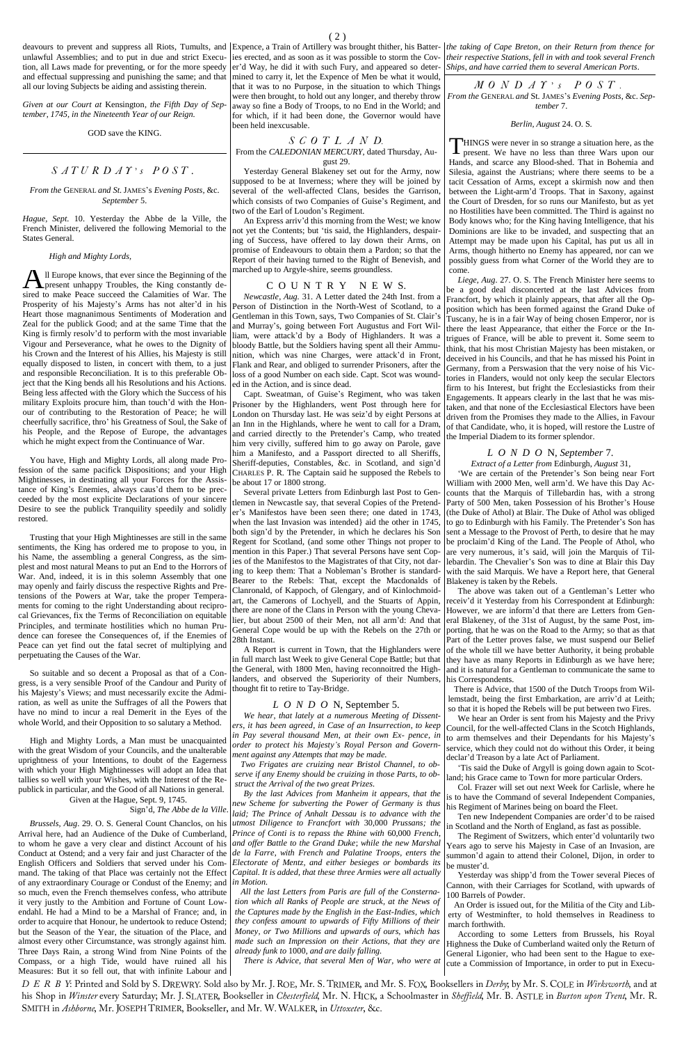deavours to prevent and suppress all Riots, Tumults, and unlawful Assemblies; and to put in due and strict Execution, all Laws made for preventing, or for the more speedy and effectual suppressing and punishing the same; and that all our loving Subjects be aiding and assisting therein.

*Given at our Court at* Kensington, *the Fifth Day of September, 1745, in the Nineteenth Year of our Reign.*

GOD save the KING.

## SATURDAY's POST.

*From the* GENERAL *and St.* JAMES's *Evening Posts*, &c. *September* 5.

*Hague, Sept.* 10. Yesterday the Abbe de la Ville, the French Minister, delivered the following Memorial to the States General.

*High and Mighty Lords,*

All Europe knows, that ever since the Beginning of the present unhappy Troubles, the King constantly desired to make Peace succeed the Calamities of War. The Prosperity of his Majesty's Arms has not alter'd in his Heart those magnanimous Sentiments of Moderation and Zeal for the publick Good; and at the same Time that the King is firmly resolv'd to perform with the most invariable Vigour and Perseverance, what he owes to the Dignity of his Crown and the Interest of his Allies, his Majesty is still equally disposed to listen, in concert with them, to a just and responsible Reconciliation. It is to this preferable Object that the King bends all his Resolutions and his Actions. Being less affected with the Glory which the Success of his military Exploits procure him, than touch'd with the Honour of contributing to the Restoration of Peace; he will cheerfully sacrifice, thro' his Greatness of Soul, the Sake of his People, and the Repose of Europe, the advantages which he might expect from the Continuance of War.

You have, High and Mighty Lords, all along made Profession of the same pacifick Dispositions; and your High Mightinesses, in destinating all your Forces for the Assistance of King's Enemies, always caus'd them to be preceeded by the most explicite Declarations of your sincere Desire to see the publick Tranquility speedily and solidly restored.

Trusting that your High Mightinesses are still in the same sentiments, the King has ordered me to propose to you, in his Name, the assembling a general Congress, as the simplest and most natural Means to put an End to the Horrors of War. And, indeed, it is in this solemn Assembly that one may openly and fairly discuss the respective Rights and Pretensions of the Powers at War, take the proper Temperaments for coming to the right Understanding about reciprocal Grievances, fix the Terms of Reconciliation on equitable Principles, and terminate hostilities which no human Prudence can foresee the Consequences of, if the Enemies of Peace can yet find out the fatal secret of multiplying and perpetuating the Causes of the War.

So suitable and so decent a Proposal as that of a Congress, is a very sensible Proof of the Candour and Purity of his Majesty's Views; and must necessarily excite the Admiration, as well as unite the Suffrages of all the Powers that have no mind to incur a real Demerit in the Eyes of the whole World, and their Opposition to so salutary a Method.

High and Mighty Lords, a Man must be unacquainted with the great Wisdom of your Councils, and the unalterable uprightness of your Intentions, to doubt of the Eagerness with which your High Mightinesses will adopt an Idea that tallies so well with your Wishes, with the Interest of the Republick in particular, and the Good of all Nations in general.

Given at the Hague, Sept. 9, 1745.

Sign'd, *The Abbe de la Ville.*

*Brussels, Aug.* 29. O. S. General Count Chanclos, on his Arrival here, had an Audience of the Duke of Cumberland, to whom he gave a very clear and distinct Account of his Conduct at Ostend; and a very fair and just Character of the English Officers and Soldiers that served under his Command. The taking of that Place was certainly not the Effect of any extraordinary Courage or Conduct of the Enemy; and so much, even the French themselves confess, who attribute it very justly to the Ambition and Fortune of Count Lowendahl. He had a Mind to be a Marshal of France; and, in order to acquire that Honour, he undertook to reduce Ostend; but the Season of the Year, the situation of the Place, and almost every other Circumstance, was strongly against him. Three Days Rain, a strong Wind from Nine Points of the Compass, or a high Tide, would have ruined all his Measures: But it so fell out, that with infinite Labour and Expence, a Train of Artillery was brought thither, his Batteries erected, and as soon as it was possible to storm the Cover'd Way, he did it with such Fury, and appeared so determined to carry it, let the Expence of Men be what it would, that it was to no Purpose, in the situation to which Things were then brought, to hold out any longer, and thereby throw away so fine a Body of Troops, to no End in the World; and for which, if it had been done, the Governor would have been held inexcusable.

## SCOTLAND.

From the *CALEDONIAN MERCURY*, dated Thursday, August 29.

Yesterday General Blakeney set out for the Army, now supposed to be at Inverness; where they will be joined by several of the well-affected Clans, besides the Garrison, which consists of two Companies of Guise's Regiment, and two of the Earl of Loudon's Regiment.

An Express arriv'd this morning from the West; we know not yet the Contents; but 'tis said, the Highlanders, despairing of Success, have offered to lay down their Arms, on promise of Endeavours to obtain them a Pardon; so that the Report of their having turned to the Right of Benevish, and marched up to Argyle-shire, seems groundless.

## COUNTRY NEWS.

*Newcastle, Aug.* 31. A Letter dated the 24th Inst. from a Person of Distinction in the North-West of Scotland, to a Gentleman in this Town, says, Two Companies of St. Clair's and Murray's, going between Fort Augustus and Fort William, were attack'd by a Body of Highlanders. It was a bloody Battle, but the Soldiers having spent all their Ammunition, which was nine Charges, were attack'd in Front, Flank and Rear, and obliged to surrender Prisoners, after the loss of a good Number on each side. Capt. Scot was wounded in the Action, and is since dead.

Capt. Sweatman, of Guise's Regiment, who was taken Prisoner by the Highlanders, went Post through here for London on Thursday last. He was seiz'd by eight Persons at an Inn in the Highlands, where he went to call for a Dram, and carried directly to the Pretender's Camp, who treated him very civilly, suffered him to go away on Parole, gave him a Manifesto, and a Passport directed to all Sheriffs, Sheriff-deputies, Constables, &c. in Scotland, and sign'd CHARLES P. R. The Captain said he supposed the Rebels to be about 17 or 1800 strong.

Several private Letters from Edinburgh last Post to Gentlemen in Newcastle say, that several Copies of the Pretender's Manifestos have been seen there; one dated in 1743, when the last Invasion was intended} aid the other in 1745, both sign'd by the Pretender, in which he declares his Son Regent for Scotland, (and some other Things not proper to mention in this Paper.) That several Persons have sent Copies of the Manifestos to the Magistrates of that City, not daring to keep them: That a Nobleman's Brother is standard-Bearer to the Rebels: That, except the Macdonalds of Clanronald, of Kappoch, of Glengary, and of Kinlochmoidart, the Camerons of Lochyell, and the Stuarts of Appin, there are none of the Clans in Person with the young Chevalier, but about 2500 of their Men, not all arm'd: And that General Cope would be up with the Rebels on the 27th or 28th Instant.

A Report is current in Town, that the Highlanders were in full march last Week to give General Cope Battle; but that the General, with 1800 Men, having reconnoitred the Highlanders, and observed the Superiority of their Numbers, thought fit to retire to Tay-Bridge.

## LONDON, September 5.

*We hear, that lately at a numerous Meeting of Dissenters, it has been agreed, in Case of an Insurrection, to keep in Pay several thousand Men, at their own Ex- pence, in order to protect his Majesty's Royal Person and Government against any Attempts that may be made.*

*Two Frigates are cruizing near Bristol Channel, to observe if any Enemy should be cruizing in those Parts, to obstruct the Arrival of the two great Prizes.*

*By the last Advices from Manheim it appears, that the new Scheme for subverting the Power of Germany is thus laid; The Prince of Anhalt Dessau is to advance with the utmost Diligence to Francfort with* 30,000 *Prussians; the Prince of Conti is to repass the Rhine with 60,000 French, and offer Battle to the Grand Duke; while the new Marshal de la Farre, with French and Palatine Troops, enters the Electorate of Mentz, and either besieges or bombards its Capital. It is added, that these three Armies were all actually in Motion.*

*All the last Letters from Paris are full of the Consternation which all Ranks of People are struck, at the News of the Captures made by the English in the East-Indies, which they confess amount to upwards of Fifty Millions of their Money, or Two Millions and upwards of ours, which has made such an Impression on their Actions, that they are already funk to* 1000, *and are daily falling.*

*There is Advice, that several Men of War, who were at the taking of Cape Breton, on their Return from thence for their respective Stations, fell in with and took several French Ships, and have carried them to several American Ports.*

## MONDAY's POST.

*From the* GENERAL *and* St. JAMES's *Evening Posts*, &c. *September* 7.

*Berlin, August* 24. O. S.

THINGS were never in so strange a situation here, as the present. We have no less than three Wars upon our Hands, and scarce any Blood-shed. That in Bohemia and Silesia, against the Austrians; where there seems to be a tacit Cessation of Arms, except a skirmish now and then between the Light-arm'd Troops. That in Saxony, against the Court of Dresden, for so runs our Manifesto, but as yet no Hostilities have been committed. The Third is against no Body knows who; for the King having Intelligence, that his Dominions are like to be invaded, and suspecting that an Attempt may be made upon his Capital, has put us all in Arms, though hitherto no Enemy has appeared, nor can we possibly guess from what Corner of the World they are to come.

*Liege, Aug.* 27. O. S. The French Minister here seems to be a good deal disconcerted at the last Advices from Francfort, by which it plainly appears, that after all the Opposition which has been formed against the Grand Duke of Tuscany, he is in a fair Way of being chosen Emperor, nor is there the least Appearance, that either the Force or the Intrigues of France, will be able to prevent it. Some seem to think, that his most Christian Majesty has been mistaken, or deceived in his Councils, and that he has missed his Point in Germany, from a Perswasion that the very noise of his Victories in Flanders, would not only keep the secular Electors firm to his Interest, but fright the Ecclesiasticks from their Engagements. It appears clearly in the last that he was mistaken, and that none of the Ecclesiastical Electors have been driven from the Promises they made to the Allies, in Favour of that Candidate, who, it is hoped, will restore the Lustre of the Imperial Diadem to its former splendor.

## LONDON, *September* 7.

*Extract of a Letter from* Edinburgh, *August* 31,

'We are certain of the Pretender's Son being near Fort William with 2000 Men, well arm'd. We have this Day Accounts that the Marquis of Tillebardin has, with a strong Party of 500 Men, taken Possession of his Brother's House (the Duke of Athol) at Blair. The Duke of Athol was obliged to go to Edinburgh with his Family. The Pretender's Son has sent a Message to the Provost of Perth, to desire that he may be proclaim'd King of the Land. The People of Athol, who are very numerous, it's said, will join the Marquis of Tillebardin. The Chevalier's Son was to dine at Blair this Day with the said Marquis. We have a Report here, that General Blakeney is taken by the Rebels.

The above was taken out of a Gentleman's Letter who receiv'd it Yesterday from his Correspondent at Edinburgh: However, we are inform'd that there are Letters from General Blakeney, of the 31st of August, by the same Post, importing, that he was on the Road to the Army; so that as that Part of the Letter proves false, we must suspend our Belief of the whole till we have better Authority, it being probable they have as many Reports in Edinburgh as we have here; and it is natural for a Gentleman to communicate the same to his Correspondents.

There is Advice, that 1500 of the Dutch Troops from Willemstadt, being the first Embarkation, are arriv'd at Leith; so that it is hoped the Rebels will be put between two Fires.

We hear an Order is sent from his Majesty and the Privy Council, for the well-affected Clans in the Scotch Highlands, to arm themselves and their Dependants for his Majesty's service, which they could not do without this Order, it being declar'd Treason by a late Act of Parliament.

'Tis said the Duke of Argyll is going down again to Scotland; his Grace came to Town for more particular Orders.

Col. Frazer will set out next Week for Carlisle, where he is to have the Command of several Independent Companies, his Regiment of Marines being on board the Fleet.

Ten new Independent Companies are order'd to be raised in Scotland and the North of England, as fast as possible.

The Regiment of Switzers, which enter'd voluntarily two Years ago to serve his Majesty in Case of an Invasion, are summon'd again to attend their Colonel, Dijon, in order to be muster'd.

Yesterday was shipp'd from the Tower several Pieces of Cannon, with their Carriages for Scotland, with upwards of 100 Barrels of Powder.

An Order is issued out, for the Militia of the City and Liberty of Westminfter, to hold themselves in Readiness to march forthwith.

According to some Letters from Brussels, his Royal Highness the Duke of Cumberland waited only the Return of General Ligonier, who had been sent to the Hague to execute a Commission of Importance, in order to put in Execu-

DERBY: Printed and Sold by S. DREWRY. Sold also by Mr. J. ROE, Mr. S. TRIMER, and Mr. S. FOX, Booksellers in *Derby*; by Mr. S. COLE in *Wirksworth*, and at his Shop in *Winster* every Saturday; Mr. J. SLATER, Bookseller in *Chesterfield*, Mr. N. HICK, a Schoolmaster in *Sheffield*, Mr. B. ASTLE in *Burton upon Trent*, Mr. R. SMITH in *Ashborne*, Mr. JOSEPH TRIMER, Bookseller, and Mr. W. WALKER, in *Uttoxeter*, &c.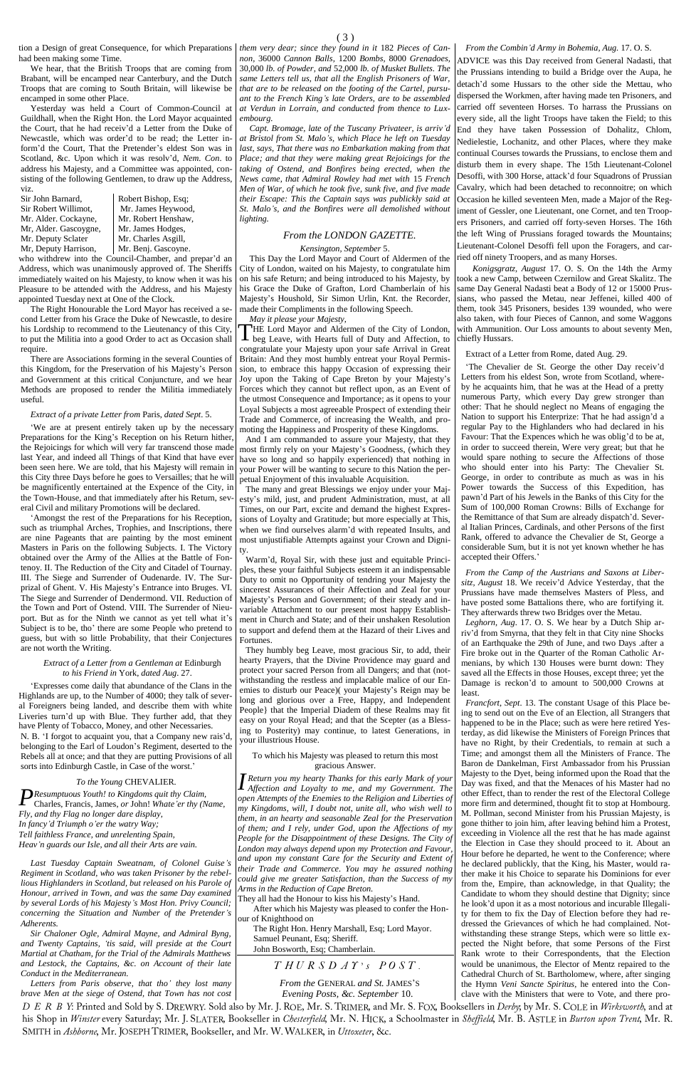tion a Design of great Consequence, for which Preparations had been making some Time.

We hear, that the British Troops that are coming from Brabant, will be encamped near Canterbury, and the Dutch Troops that are coming to South Britain, will likewise be encamped in some other Place.

Yesterday was held a Court of Common-Council at Guildhall, when the Right Hon. the Lord Mayor acquainted the Court, that he had receiv'd a Letter from the Duke of Newcastle, which was order'd to be read; the Letter inform'd the Court, That the Pretender's eldest Son was in Scotland, &c. Upon which it was resolv'd, *Nem. Con.* to address his Majesty, and a Committee was appointed, consisting of the following Gentlemen, to draw up the Address, viz.

| | |
|---|---|
| Sir John Barnard, | Robert Bishop, Esq; |
| Sir Robert Willimot, | Mr. James Heywood, |
| Mr. Alder. Cockayne, | Mr. Robert Henshaw, |
| Mr. Alder. Gascoygne, | Mr. James Hodges, |
| Mr. Deputy Sclater | Mr. Charles Asgill, |
| Mr, Deputy Harrison, | Mr. Benj. Gascoyne. |

who withdrew into the Council-Chamber, and prepar'd an Address, which was unanimously approved of. The Sheriffs immediately waited on his Majesty, to know when it was his Pleasure to be attended with the Address, and his Majesty appointed Tuesday next at One of the Clock.

The Right Honourable the Lord Mayor has received a second Letter from his Grace the Duke of Newcastle, to desire his Lordship to recommend to the Lieutenancy of this City, to put the Militia into a good Order to act as Occasion shall require.

There are Associations forming in the several Counties of this Kingdom, for the Preservation of his Majesty's Person and Government at this critical Conjuncture, and we hear Methods are proposed to render the Militia immediately useful.

*Extract of a private Letter from* Paris, *dated Sept*. 5.

'We are at present entirely taken up by the necessary Preparations for the King's Reception on his Return hither, the Rejoicings for which will very far transcend those made last Year, and indeed all Things of that Kind that have ever been seen here. We are told, that his Majesty will remain in this City three Days before he goes to Versailles; that he will be magnificently entertained at the Expence of the City, in the Town-House, and that immediately after his Return, several Civil and military Promotions will be declared.

'Amongst the rest of the Preparations for his Reception, such as triumphal Arches, Trophies, and Inscriptions, there are nine Pageants that are painting by the most eminent Masters in Paris on the following Subjects. I. The Victory obtained over the Army of the Allies at the Battle of Fontenoy. II. The Reduction of the City and Citadel of Tournay. III. The Siege and Surrender of Oudenarde. IV. The Surprizal of Ghent. V. His Majesty's Entrance into Bruges. VI. The Siege and Surrender of Dendermond. VII. Reduction of the Town and Port of Ostend. VIII. The Surrender of Nieuport. But as for the Ninth we cannot as yet tell what it's Subject is to be, tho' there are some People who pretend to guess, but with so little Probability, that their Conjectures are not worth the Writing.

*Extract of a Letter from a Gentleman at* Edinburgh *to his Friend in* York, *dated Aug*. 27.

'Expresses come daily that abundance of the Clans in the Highlands are up, to the Number of 4000; they talk of several Foreigners being landed, and describe them with white Liveries turn'd up with Blue. They further add, that they have Plenty of Tobacco, Money, and other Necessaries.

N. B. 'I forgot to acquaint you, that a Company new rais'd, belonging to the Earl of Loudon's Regiment, deserted to the Rebels all at once; and that they are putting Provisions of all sorts into Edinburgh Castle, in Case of the worst.'

*To the Young* CHEVALIER.

*Presumptuous Youth! to Kingdoms quit thy Claim,*
*Charles, Francis, James, or John! Whate'er thy (Name,*
*Fly, and thy Flag no longer dare display,*
*In fancy'd Triumph o'er the watry Way;*
*Tell faithless France, and unrelenting Spain,*
*Heav'n guards our Isle, and all their Arts are vain.*

*Last Tuesday Captain Sweatnam, of Colonel Guise's Regiment in Scotland, who was taken Prisoner by the rebellious Highlanders in Scotland, but released on his Parole of Honour, arrived in Town, and was the same Day examined by several Lords of his Majesty's Most Hon. Privy Council; concerning the Situation and Number of the Pretender's Adherents.*

*Sir Chaloner Ogle, Admiral Mayne, and Admiral Byng, and Twenty Captains, 'tis said, will preside at the Court Martial at Chatham, for the Trial of the Admirals Matthews and Lestock, the Captains, &c. on Account of their late Conduct in the Mediterranean.*

*Letters from Paris observe, that tho' they lost many brave Men at the siege of Ostend, that Town has not cost them very dear; since they found in it 182 Pieces of Cannon, 36000 Cannon Balls, 1200 Bombs, 8000 Grenadoes, 30,000 lb. of Powder, and 52,000 lb. of Musket Bullets. The same Letters tell us, that all the English Prisoners of War, that are to be released on the footing of the Cartel, pursuant to the French King's late Orders, are to be assembled at Verdun in Lorrain, and conducted from thence to Luxembourg.*

*Capt. Bromage, late of the Tuscany Privateer, is arriv'd at Bristol from St. Malo's, which Place he left on Tuesday last, says, That there was no Embarkation making from that Place; and that they were making great Rejoicings for the taking of Ostend, and Bonfires being erected, when the News came, that Admiral Rowley had met with 15 French Men of War, of which he took five, sunk five, and five made their Escape: This the Captain says was publickly said at St. Malo's, and the Bonfires were all demolished without lighting.*

## *From the LONDON GAZETTE.*

*Kensington, September* 5.

This Day the Lord Mayor and Court of Aldermen of the City of London, waited on his Majesty, to congratulate him on his safe Return; and being introduced to his Majesty, by his Grace the Duke of Grafton, Lord Chamberlain of his Majesty's Houshold, Sir Simon Urlin, Knt. the Recorder, made their Compliments in the following Speech.

*May it please your Majesty,*

THE Lord Mayor and Aldermen of the City of London, beg Leave, with Hearts full of Duty and Affection, to congratulate your Majesty upon your safe Arrival in Great Britain: And they most humbly entreat your Royal Permission, to embrace this happy Occasion of expressing their Joy upon the Taking of Cape Breton by your Majesty's Forces which they cannot but reflect upon, as an Event of the utmost Consequence and Importance; as it opens to your Loyal Subjects a most agreeable Prospect of extending their Trade and Commerce, of increasing the Wealth, and promoting the Happiness and Prosperity of these Kingdoms.

And I am commanded to assure your Majesty, that they most firmly rely on your Majesty's Goodness, (which they have so long and so happily experienced) that nothing in your Power will be wanting to secure to this Nation the perpetual Enjoyment of this invaluable Acquisition.

The many and great Blessings we enjoy under your Majesty's mild, just, and prudent Administration, must, at all Times, on our Part, excite and demand the highest Expressions of Loyalty and Gratitude; but more especially at This, when we find ourselves alarm'd with repeated Insults, and most unjustifiable Attempts against your Crown and Dignity.

Warm'd, Royal Sir, with these just and equitable Principles, these your faithful Subjects esteem it an indispensable Duty to omit no Opportunity of tendring your Majesty the sincerest Assurances of their Affection and Zeal for your Majesty's Person and Government; of their steady and invariable Attachment to our present most happy Establishment in Church and State; and of their unshaken Resolution to support and defend them at the Hazard of their Lives and Fortunes.

They humbly beg Leave, most gracious Sir, to add, their hearty Prayers, that the Divine Providence may guard and protect your sacred Person from all Dangers; and that (notwithstanding the restless and implacable malice of our Enemies to disturb our Peace)( your Majesty's Reign may be long and glorious over a Free, Happy, and Independent People} that the Imperial Diadem of these Realms may fit easy on your Royal Head; and that the Scepter (as a Blessing to Posterity) may continue, to latest Generations, in your illustrious House.

To which his Majesty was pleased to return this most gracious Answer.

*I Return you my hearty Thanks for this early Mark of your Affection and Loyalty to me, and my Government. The open Attempts of the Enemies to the Religion and Liberties of my Kingdoms, will, I doubt not, unite all, who wish well to them, in an hearty and seasonable Zeal for the Preservation of them; and I rely, under God, upon the Affections of my People for the Disappointment of these Designs. The City of London may always depend upon my Protection and Favour, and upon my constant Care for the Security and Extent of their Trade and Commerce. You may be assured nothing could give me greater Satisfaction, than the Success of my Arms in the Reduction of Cape Breton.*

They all had the Honour to kiss his Majesty's Hand.

After which his Majesty was pleased to confer the Honour of Knighthood on

The Right Hon. Henry Marshall, Esq; Lord Mayor.
Samuel Peunant, Esq; Sheriff.
John Bosworth, Esq; Chamberlain.

## *THURSDAY's POST.*

*From the* GENERAL *and St.* JAMES'S *Evening Posts, &c. September* 10.

*From the Combin'd Army in Bohemia, Aug.* 17. O. S.

ADVICE was this Day received from General Nadasti, that the Prussians intending to build a Bridge over the Aupa, he detach'd some Hussars to the other side the Mettau, who dispersed the Workmen, after having made ten Prisoners, and carried off seventeen Horses. To harrass the Prussians on every side, all the light Troops have taken the Field; to this End they have taken Possession of Dohalitz, Chlom, Nedielestie, Lochanitz, and other Places, where they make continual Courses towards the Prussians, to enclose them and disturb them in every shape. The 15th Lieutenant-Colonel Desoffi, with 300 Horse, attack'd four Squadrons of Prussian Cavalry, which had been detached to reconnoitre; on which Occasion he killed seventeen Men, made a Major of the Regiment of Gessler, one Lieutenant, one Cornet, and ten Troopers Prisoners, and carried off forty-seven Horses. The 16th the left Wing of Prussians foraged towards the Mountains; Lieutenant-Colonel Desoffi fell upon the Foragers, and carried off ninety Troopers, and as many Horses.

*Konigsgratz, August* 17. O. S. On the 14th the Army took a new Camp, between Czernilow and Great Skalitz. The same Day General Nadasti beat a Body of 12 or 15000 Prussians, who passed the Metau, near Jeffenei, killed 400 of them, took 345 Prisoners, besides 139 wounded, who were also taken, with four Pieces of Cannon, and some Waggons with Ammunition. Our Loss amounts to about seventy Men, chiefly Hussars.

Extract of a Letter from Rome, dated Aug. 29.

'The Chevalier de St. George the other Day receiv'd Letters from his eldest Son, wrote from Scotland, whereby he acquaints him, that he was at the Head of a pretty numerous Party, which every Day grew stronger than other: That he should neglect no Means of engaging the Nation to support his Enterprize: That he had assign'd a regular Pay to the Highlanders who had declared in his Favour: That the Expences which he was oblig'd to be at, in order to succeed therein, Were very great; but that he would spare nothing to secure the Affections of those who should enter into his Party: The Chevalier St. George, in order to contribute as much as was in his Power towards the Success of this Expedition, has pawn'd Part of his Jewels in the Banks of this City for the Sum of 100,000 Roman Crowns: Bills of Exchange for the Remittance of that Sum are already dispatch'd. Several Italian Princes, Cardinals, and other Persons of the first Rank, offered to advance the Chevalier de St, George a considerable Sum, but it is not yet known whether he has accepted their Offers.'

*From the Camp of the Austrians and Saxons at Libersitz, August* 18. We receiv'd Advice Yesterday, that the Prussians have made themselves Masters of Pless, and have posted some Battalions there, who are fortifying it. They afterwards threw two Bridges over the Metau.

*Leghorn, Aug*. 17. O. S. We hear by a Dutch Ship arriv'd from Smyrna, that they felt in that City nine Shocks of an Earthquake the 29th of June, and two Days .after a Fire broke out in the Quarter of the Roman Catholic Armenians, by which 130 Houses were burnt down: They saved all the Effects in those Houses, except three; yet the Damage is reckon'd to amount to 500,000 Crowns at least.

*Francfort, Sept*. 13. The constant Usage of this Place being to send out on the Eve of an Election, all Strangers that happened to be in the Place; such as were here retired Yesterday, as did likewise the Ministers of Foreign Princes that have no Right, by their Credentials, to remain at such a Time; and amongst them all the Ministers of France. The Baron de Dankelman, First Ambassador from his Prussian Majesty to the Dyet, being informed upon the Road that the Day was fixed, and that the Menaces of his Master had no other Effect, than to render the rest of the Electoral College more firm and determined, thought fit to stop at Hombourg. M. Pollman, second Minister from his Prussian Majesty, is gone thither to join him, after leaving behind him a Protest, exceeding in Violence all the rest that he has made against the Election in Case they should proceed to it. About an Hour before he departed, he went to the Conference; where he declared publickly, that the King, his Master, would rather make it his Choice to separate his Dominions for ever from the, Empire, than acknowledge, in that Quality; the Candidate to whom they should destine that Dignity; since he look'd upon it as a most notorious and incurable Illegality for them to fix the Day of Election before they had redressed the Grievances of which he had complained. Notwithstanding these strange Steps, which were so little expected the Night before, that some Persons of the First Rank wrote to their Correspondents, that the Election would be unanimous, the Elector of Mentz repaired to the Cathedral Church of St. Bartholomew, where, after singing the Hymn *Veni Sancte Spiritus*, he entered into the Conclave with the Ministers that were to Vote, and there pro-

*DERBY*: Printed and Sold by S. DREWRY. Sold also by Mr. J. ROE, Mr. S. TRIMER, and Mr. S. FOX, Booksellers in *Derby*; by Mr. S. COLE in *Wirksworth*, and at his Shop in *Winster* every Saturday; Mr. J. SLATER, Bookseller in *Chesterfield*, Mr. N. HICK, a Schoolmaster in *Sheffield*, Mr. B. ASTLE in *Burton upon Trent*, Mr. R. SMITH in *Ashborne*, Mr. JOSEPH TRIMER, Bookseller, and Mr. W. WALKER, in *Uttoxeter*, &c.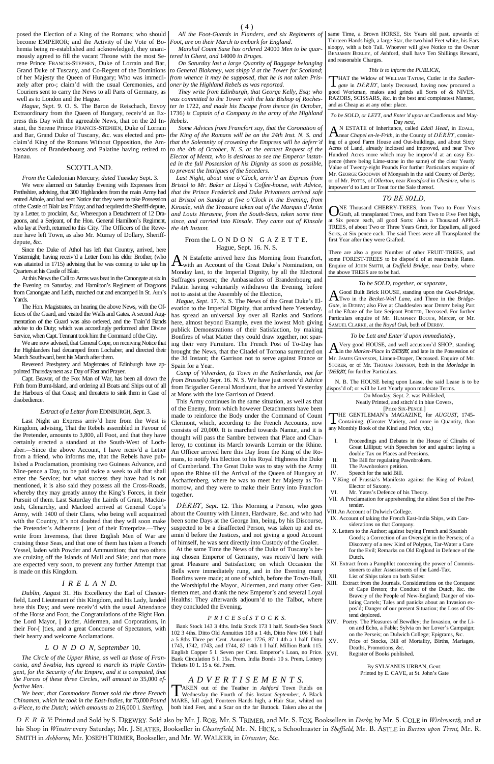posed the Election of a King of the Romans; who should become EMPEROR; and the Activity of the Vote of Bohemia being re-established and acknowledged, they unanimously agreed to fill the vacant Throne with the most Serene Prince FRANCIS-STEPHEN, Duke of Lorrain and Bar, Grand Duke of Tuscany, and Co-Regent of the Dominions of her Majesty the Queen of Hungary; Who was immediately after pro-; claim'd with the usual Ceremonies, and Couriers sent to carry the News to all Parts of Germany, as well as to London and the Hague.

*Hague, Sept.* 9. O. S. The Baron de Reischach, Envoy Extraordinary from the Queen of Hungary, receiv'd an Express this Day with the agreeable News, that on the 2d Instant, the Serene Prince FRANCIS-STEPHEN, Duke of Lorrain and Bar, and Grand Duke of Tuscany, &c. was elected and proclaim'd King of the Romans Without Opposition, the Ambassadors of Brandenbourg and Palatine having retired to Hanau.

## SCOTLAND.

*From the* Caledonian Mercury; *dated* Tuesday Sept. 3.

We were alarmed on Saturday Evening with Expresses from Perthshire, advising, that 300 Highlanders from the main Army had entred Athole, and had sent Notice that they were to take Possession of the Castle of Blair last Friday; and had required the Sheriff-depute, by a Letter, to proclaim, &c, Whereupon a Detachment of 12 Dragoons, and a Serjeant, of the Hon. General Hamilton's Regiment, who lay at Perth, returned to this City. The Officers of the Revenue have left Town, as also Mr. Murray of Dollary, Sheriff-depute, &c.

Since the Duke of Athol has left that Country, arrived, here Yesternight; having receiv'd a Letter from his elder Brother, (who was attainted in 1715) advising that he was coming to take up his Quarters at his Castle of Blair.

At this News the Call to Arms was beat in the Canongate at six in the Evening on Saturday, and Hamilton's Regiment of Dragoons from Canongate and Leith, marched out and encamped in St. Ann's Yards.

The Hon. Magistrates, on hearing the above News, with the Officers of the Guard, and visited the Walls and Gates. A second Augmentation of the Guard was also ordered, and the Train'd Bands advise to do Duty; which was accordingly performed after Divine Service, when Capt. Tennant took him the Command of the City.

We are now advised, that General Cope, on receiving Notice that the Highlanders had decamped from Lochaber, and directed their March Southward, bent his March after them.

Reverend Presbytery and Magistrates of Edinburgh have appointed Thursday next as a Day of Fast and Prayer.

Capt. Beavor, of the Fox Man of War, has been all down the Frith from Burnt-Island, and ordering all Boats and Ships out of all the Harbours of that Coast; and threatens to sink them in Case of disobedience.

*Extract of a Letter from* EDINBURGH, *Sept.* 3.

Last Night an Express arriv'd here from the West is Kingdom, advising, That the Rebels assembled in Favour of the Pretender, amounts to 3,800, all Foot, and that they have certainly erected a standard at the South-West of Lochaber.—Since the above Account, I have receiv'd a Letter from a friend, who informs me, that the Rebels have published a Proclamation, promising two Guineas Advance, and Nine-pence a Day, to be paid twice a week to all that shall enter the Service; but what success they have had is not mentioned, it is also said they possess all the Cross-Roads, whereby they may greatly annoy the King's Forces, in their Pursuit of them. Last Saturday the Lairds of Grant, Mackintosh, Glenarchy, and Macloed arrived at General Cope's Army, with 1400 of their Clans, who being well acquainted with the Country, it's not doubted that they will soon make the Pretender's Adherents [ ]ent of their Enterprize.—They write from Inverness, that three English Men of War are cruising those Seas, and that one of them has taken a French Vessel, laden with Powder and Ammunition; that two others are cruizing off the Islands of Mull and Skie; and that more are expected very soon, to prevent any further Attempt that is made on this Kingdom.

## *I R E L A N D.*

*Dublin, August* 31. His Excellency the Earl of Chesterfield, Lord Lieutenant of this Kingdom, and his Lady, landed here this Day; and were receiv'd with the usual Attendance of the Horse and Foot, the Congratulations of the Right Hon. the Lord Mayor, [ ]order, Aldermen, and Corporations, in their For-[ ]ties, and a great Concourse of Spectators, with their hearty and welcome Acclamations.

## *L O N D O N, September* 10.

*The Circle of the Upper Rhine, as well as those of Franconia, and Swabia, has agreed to march its triple Contingent, for the Security of the Empire, and it is computed, that the Forces of these three Circles, will amount to* 35,000 *effective Men.*

*We hear, that Commodore Barnet sold the three French Chinamen, which he took in the East-Indies, for* 75,000 *Pound a-Piece, to the Dutch; which amounts to* 216,000 l. *Sterling.*

*All the Foot-Guards in Flanders, and six Regiments of Foot, are on their March to embark for England.*

*Marshal Count Saxe has ordered* 24000 *Men to be quartered in Ghent, and* 14000 *in Bruges.*

*On Saturday last a large Quantity of Baggage belonging to General Blakeney, was shipp'd at the Tower for Scotland; from whence it may be supposed, that he is not taken Prisoner by the Highland Rebels as was reported.*

*They write from Edinburgh, that George Kelly, Esq; who was committed to the Tower with the late Bishop of Rochester in* 1722, *and made his Escape from thence (in October,* 1736) *is Captain of a Company in the army of the Highland Rebels.*

*Some Advices from Francfort say, that the Coronation of the King of the Romans will be on the 24th Inst. N. S. and that the Solemnity of crowning the Empress will be deferr'd to the 4th of October, N. S. at the earnest Request of the Elector of Mentz, who is desirous to see the Emperor instated in the full Possession of his Dignity as soon as possible, to prevent the Intrigues of the Seceders.*

*Last Night, about nine o'Clock, arriv'd an Express from Bristol to Mr. Baker at Lloyd's Coffee-house, with Advice, that the Prince Frederick and Duke Privateers arrived safe at Bristol on Sunday at five o'Clock in the Evening, from Kinsale, with the Treasure taken out of the Marquis d'Antin and Louis Herasme, from the South-Seas, taken some time since, and carried into Kinsale. They came out of Kinsale the 4th Instant.*

From the L O N D O N G A Z E T T E.
Hague, Sept. 16. N. S.

AN Estafette arrived here this Morning from Francfort, with an Account of the Great Duke's Nomination, on Monday last, to the Imperial Dignity, by all the Electoral Suffrages present; the Ambassadors of Brandenbourg and Palatin having voluntarily withdrawn the Evening, before not to assist at the Assembly of the Election,

*Hague, Sept.* 17. N. S. The News of the Great Duke's Elevation to the Imperial Dignity, that arrived here Yesterday, has spread an universal Joy over all Ranks and Stations here, almost beyond Example, even the lowest Mob giving publick Demonstrations of their Satisfaction, by making Bonfires of what Matter they could draw together, not sparing their very Furniture. The French Post of To-Day has brought the News, that the Citadel of Tortona surrendred on the 3d Instant; the Garrison not to serve against France or Spain for a Year.

*Camp of Vilverden, (a Town in the Netherlands, not far from Brussels) Sept.* 16. N. S. We have just receiv'd Advice from Brigadier General Mordaunt, that he arrived Yesterday at Mons with the late Garrison of Ostend.

This Army continues in the same situation, as well as that of the Enemy, from which however Detachments have been made to reinforce the Body under the Command of Count Clermont, which, according to the French Accounts, now consists of 20,000. It is marched towards Namur, and it is thought will pass the Sambre between that Place and Charleroy, to continue its March towards Lorrain or the Rhine. An Officer arrived here this Day from the King of the Romans, to notify his Election to his Royal Highness the Duke of Cumberland. The Great Duke was to stay with the Army upon the Rhine till the Arrival of the Queen of Hungary at Aschaffenberg, where he was to meet her Majesty as Tomorrow, and they were to make their Entry into Francfort together.

*DERBY, Sept.* 12. This Morning a Person, who goes about the Country with Linnen, Hardware, &c. and who had been some Days at the George Inn, being, by his Discourse, suspected to be a disaffected Person, was taken up and examin'd before the Justices, and not giving a good Account of himself, he was sent directly into Custody of the Goaler.

At the same Time the News of the Duke of Tuscany's being chosen Emperor of Germany, was receiv'd here with great Pleasure and Satisfaction; on which Occasion the Bells were immediately rung, and in the Evening many Bonfires were made; at one of which, before the Town-Hall, the Worshipful the Mayor, Aldermen, and many other Gentlemen met, and drank the new Emperor's and several Loyal Healths: They afterwards adjourn'd to the Talbot, where they concluded the Evening.

### *P R I C E S* of *S T O C K S.*

Bank Stock 143 3 4ths. India Stock 173 1 half. South-Sea Stock 102 3 4ths. Ditto Old Annuities 108 a 1 4th, Ditto New 106 1 half a 5 8ths Three per Cent. Annuities 1726, 87 1 4th a 1 half. Ditto 1743, 1742, 1743, and 1744, 87 14th 1 1 half. Million Bank 115. English Copper 5 l. Seven per Cent. Emperor's Loan, no Price. Bank Circulation 5 l. 15s. Prem. India Bonds 10 s. Prem, Lottery Tickets 10 l. 15 s. 6d. Prem.

## *A D V E R T I S E M E N T S.*

TAKEN out of the Teather in *Ashford* Town Fields on Wednesday the Fourth of this Instant *September*, A Black MARE, full aged, Fourteen Hands high, a Hair Star, whited on both hind Feet, and a Scar on the far Buttock. Taken also at the same Time, a Brown HORSE, Six Years old past, upwards of Thirteen Hands high, a large Star, the two hind Feet white, his Ears sloopy, with a bob Tail. Whoever will give Notice to the Owner BENJAMIN BERLEY, of *Ashford*, shall have Ten Shillings Reward, and reasonable Charges.

*This is to inform the PUBLICK,*

THAT the Widow of WILLIAM TATUM, Cutler in the *Sadlergate* in *DERBY*, lately Deceased, having now procured a good Workman, makes and grinds all Sorts of & NIVES, RAZORS, SCISSARS, &c. in the best and compleatest Manner, and as Cheap as at any other place.

*To be SOLD, or LETT, and Enter'd upon at* Candlemas *and* May-Day *next,*

AN ESTATE of Inheritance, called *Edall Head*, in EDALL, near *Chapel en-le-Frith*, in the County of *DERBY*, consisting of a good Farm House and Out-buildings, and about Sixty Acres of Land, already inclosed and improved, and near Two Hundred Acres more which may be improv'd at an easy Expence (there being Lime-stone in the same) of the clear Yearly Value of Twenty-eight Pounds For further Particulars enquire of Mr. GEORGE GOODWIN of Monyash in the said County of *Derby*, or of Mr. POTTS, of *Ollerton*, near *Knutsford* in *Cheshire*, who is impower'd to Lett or Treat for the Sale thereof.

### *TO BE SOLD,*

ONE Thousand CHERRY-TREES, from Two to Four Years Graft, all transplanted Trees, and from Two to Five Feet high, at Six pence each, all good Sorts: Also a Thousand APPLE-TREES, of about Two or Three Years Graft, for Espaliers, all good Sorts, at Six pence each. The said Trees were all Transplanted the first Year after they were Grafted.

There are also a great Number of other FRUIT-TREES, and some FOREST-TREES to be dispos'd of at reasonable Rates. Enquire of JOHN SMITH, at *Duffield Bridge*, near Derby, where the above TREES are to be had.

*To be SOLD, together, or separate,*

A Good Built Brick HOUSE, standing upon the *Goal-Bridge*, Two in the *Becket-Well Lane*, and Three in the *Bridge-Gate*, in DERBY; also Five at *Chaddesden* near DERBY being Part of the Eftate of the late Serjeant PORTER, Deceased. For further Particulars enquire of Mr. HUMPHRY BOOTH, Mercer, or Mr. SAMUEL CLARKE, at the *Royal Oak*, both of DERBY.

*To be Lett and Enter'd upon immediately,*

A Very good HOUSE, and well accustom'd SHOP, standing in the *Market-Place* in *DERBY*, and late in the Possession of Mr. JAMES GRAYSON, Linnen-Draper, Deceased. Enquire of Mr. STORER, or of Mr. THOMAS JOHNSON, both in the *Morledge* in *DERBY*, for further Particulars.

N. B. The HOUSE being upon Lease, the said Lease is to be dispos'd of; or will be Lett Yearly upon moderate Terms.

On Monday, Sept. 2. was Published,
Neatly Printed, and stitch'd in blue Covers,
[Price SIX-PENCE.]

THE GENTLEMAN'S MAGAZINE, for *AUGUST*, 1745- Containing, (Greater Variety, and more in Quantity, than any Monthly Book of the Kind and Price, viz.)

I. Proceedings and Debates in the House of Clinabs of Great Lilliput; with Speeches for and against laying a double Tax on Places and Pensions.
II. The Bill for regulating Pawnbrokers.
III. The Pawnbrokers petition.
IV. Speech for the said Bill.
V. King of Prussia's Manifesto against the King of Poland, Elector of Saxony.
VI. Mr. Yates's Defence of his Theory.
VII. A Proclamation for apprehending the eldest Son of the Pretender.
VIII. An Account of Dulwich College.
IX. Account of taking the French East-India Ships, with Considerations on that Company.
X. Letters to the Author; against buying French and Spanish Goods; a Correction of an Oversight in the Perseis; of a Discovery of a new Kind of Polypus, Tar-Water a Cure for the Evil; Remarks on Old England in Defence of the Dutch.
XI. Extract from a Pamphlet concerning the power of Commissioners to alter Assessments of the Land-Tax.
XII. List of Ships taken on both Sides:
XIII. Extract from the Journals. Considerations on the Conquest of Cape Breton; the Conduct of the Dutch, &c. the Bravery of the People of New-England; Danger of violating Cartels; Tales and panicks about an Invasion expos'd; Danger of our present Situation; the Loss of Ostend deplored.
XIV. Poetry. The Pleasures of Bewdley; the Invasion, or the Lion and Echo, a Fable; Sylvia on her Lover's Campaign; on the Perseis; on Dulwich College; Epigrams, &c.
XV. Price of Stocks, Bill of Mortality, Births, Mariages, Deaths, Promotions, &c.
XVI. Register of Books published.

By SYLVANUS URBAN, Gent:
Printed by E. CAVE, at St. John's Gate

*D E R B Y*: Printed and Sold by S. DREWRY. Sold also by Mr. J. ROE, Mr. S. TRIMER, and Mr. S. FOX, Booksellers in *Derby*; by Mr. S. COLE in *Wirksworth*, and at his Shop in *Winster* every Saturday; Mr. J. SLATER, Bookseller in *Chesterfield*, Mr. N. HICK, a Schoolmaster in *Sheffield*, Mr. B. ASTLE in *Burton upon Trent*, Mr. R. SMITH in *Ashborne*, Mr. JOSEPH TRIMER, Bookseller, and Mr. W. WALKER, in *Uttoxeter*, &c.